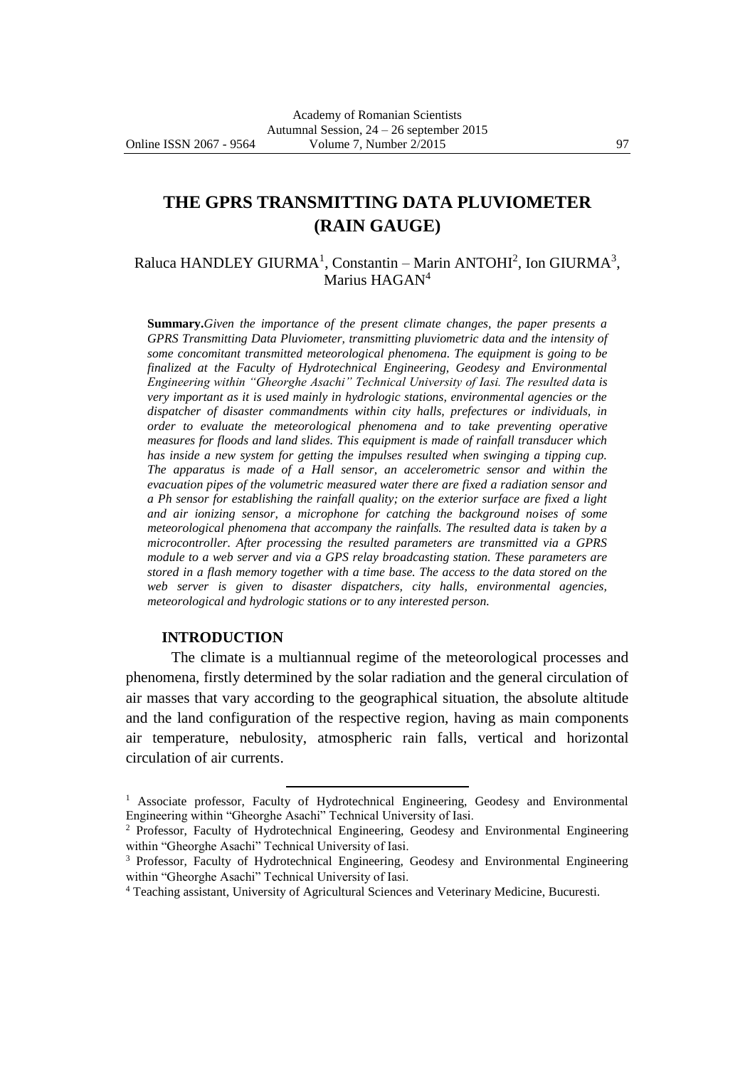# THE GPRS TRANSMITTING DATA PLUVIOMETER (RAIN GAUGE)

Raluca HANDLEY GIURMA[1], Constantin – Marin ANTOHI[2], Ion GIURMA[3], Marius HAGAN[4]

**Summary.** *Given the importance of the present climate changes, the paper presents a GPRS Transmitting Data Pluviometer, transmitting pluviometric data and the intensity of some concomitant transmitted meteorological phenomena. The equipment is going to be finalized at the Faculty of Hydrotechnical Engineering, Geodesy and Environmental Engineering within "Gheorghe Asachi" Technical University of Iasi. The resulted data is very important as it is used mainly in hydrologic stations, environmental agencies or the dispatcher of disaster commandments within city halls, prefectures or individuals, in order to evaluate the meteorological phenomena and to take preventing operative measures for floods and land slides. This equipment is made of rainfall transducer which has inside a new system for getting the impulses resulted when swinging a tipping cup. The apparatus is made of a Hall sensor, an accelerometric sensor and within the evacuation pipes of the volumetric measured water there are fixed a radiation sensor and a Ph sensor for establishing the rainfall quality; on the exterior surface are fixed a light and air ionizing sensor, a microphone for catching the background noises of some meteorological phenomena that accompany the rainfalls. The resulted data is taken by a microcontroller. After processing the resulted parameters are transmitted via a GPRS module to a web server and via a GPS relay broadcasting station. These parameters are stored in a flash memory together with a time base. The access to the data stored on the web server is given to disaster dispatchers, city halls, environmental agencies, meteorological and hydrologic stations or to any interested person.*

## INTRODUCTION

The climate is a multiannual regime of the meteorological processes and phenomena, firstly determined by the solar radiation and the general circulation of air masses that vary according to the geographical situation, the absolute altitude and the land configuration of the respective region, having as main components air temperature, nebulosity, atmospheric rain falls, vertical and horizontal circulation of air currents.

---

[1] Associate professor, Faculty of Hydrotechnical Engineering, Geodesy and Environmental Engineering within "Gheorghe Asachi" Technical University of Iasi.

[2] Professor, Faculty of Hydrotechnical Engineering, Geodesy and Environmental Engineering within "Gheorghe Asachi" Technical University of Iasi.

[3] Professor, Faculty of Hydrotechnical Engineering, Geodesy and Environmental Engineering within "Gheorghe Asachi" Technical University of Iasi.

[4] Teaching assistant, University of Agricultural Sciences and Veterinary Medicine, Bucuresti.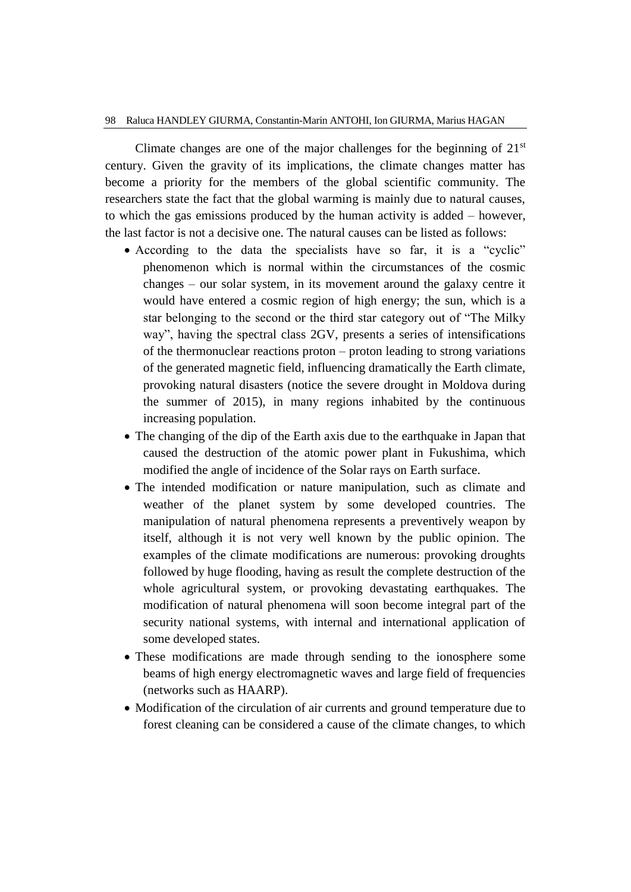Climate changes are one of the major challenges for the beginning of $21^{st}$ century. Given the gravity of its implications, the climate changes matter has become a priority for the members of the global scientific community. The researchers state the fact that the global warming is mainly due to natural causes, to which the gas emissions produced by the human activity is added – however, the last factor is not a decisive one. The natural causes can be listed as follows:

- According to the data the specialists have so far, it is a "cyclic" phenomenon which is normal within the circumstances of the cosmic changes – our solar system, in its movement around the galaxy centre it would have entered a cosmic region of high energy; the sun, which is a star belonging to the second or the third star category out of "The Milky way", having the spectral class 2GV, presents a series of intensifications of the thermonuclear reactions proton – proton leading to strong variations of the generated magnetic field, influencing dramatically the Earth climate, provoking natural disasters (notice the severe drought in Moldova during the summer of 2015), in many regions inhabited by the continuous increasing population.
- The changing of the dip of the Earth axis due to the earthquake in Japan that caused the destruction of the atomic power plant in Fukushima, which modified the angle of incidence of the Solar rays on Earth surface.
- The intended modification or nature manipulation, such as climate and weather of the planet system by some developed countries. The manipulation of natural phenomena represents a preventively weapon by itself, although it is not very well known by the public opinion. The examples of the climate modifications are numerous: provoking droughts followed by huge flooding, having as result the complete destruction of the whole agricultural system, or provoking devastating earthquakes. The modification of natural phenomena will soon become integral part of the security national systems, with internal and international application of some developed states.
- These modifications are made through sending to the ionosphere some beams of high energy electromagnetic waves and large field of frequencies (networks such as HAARP).
- Modification of the circulation of air currents and ground temperature due to forest cleaning can be considered a cause of the climate changes, to which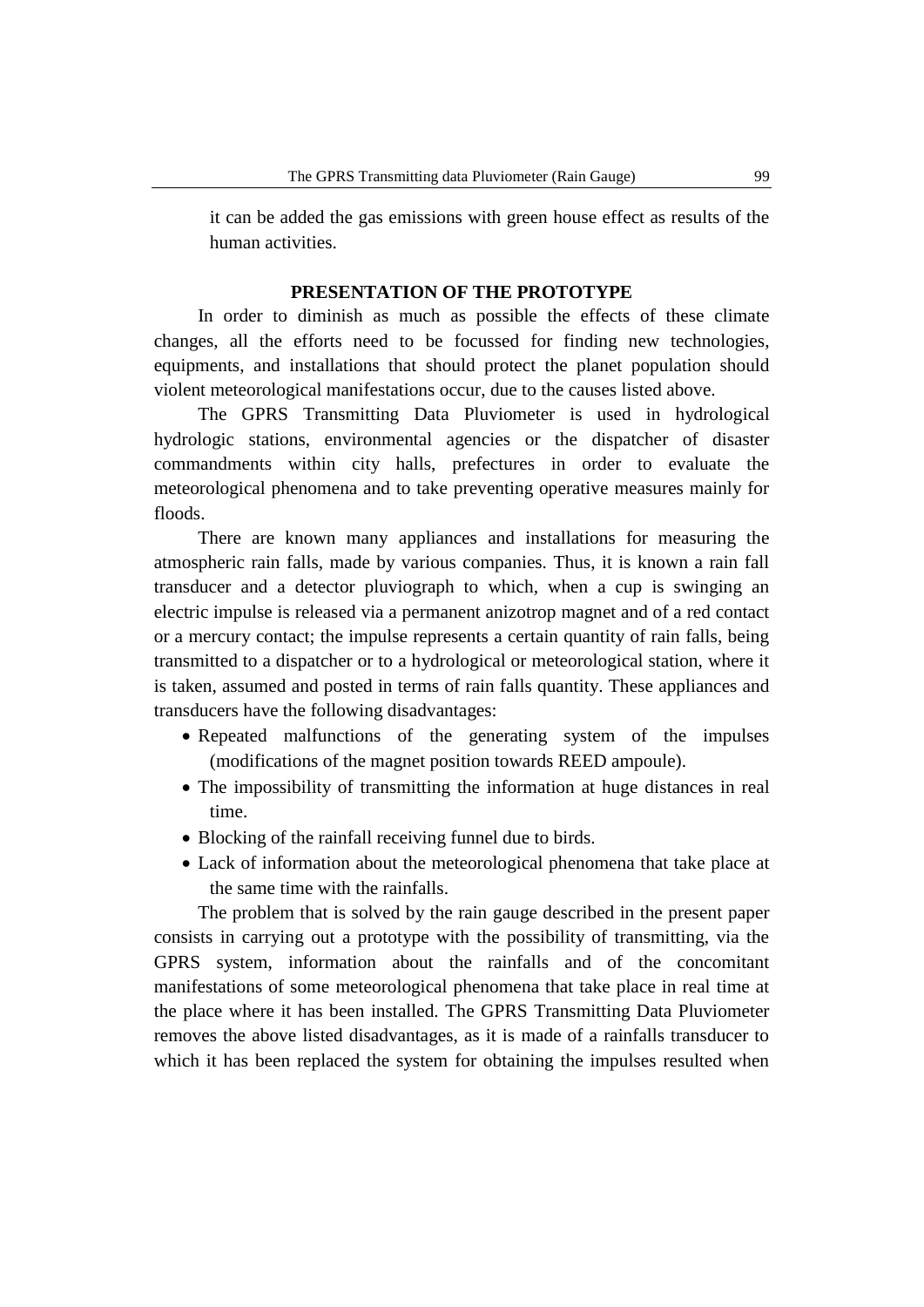it can be added the gas emissions with green house effect as results of the human activities.

## PRESENTATION OF THE PROTOTYPE

In order to diminish as much as possible the effects of these climate changes, all the efforts need to be focussed for finding new technologies, equipments, and installations that should protect the planet population should violent meteorological manifestations occur, due to the causes listed above.

The GPRS Transmitting Data Pluviometer is used in hydrological hydrologic stations, environmental agencies or the dispatcher of disaster commandments within city halls, prefectures in order to evaluate the meteorological phenomena and to take preventing operative measures mainly for floods.

There are known many appliances and installations for measuring the atmospheric rain falls, made by various companies. Thus, it is known a rain fall transducer and a detector pluviograph to which, when a cup is swinging an electric impulse is released via a permanent anizotrop magnet and of a red contact or a mercury contact; the impulse represents a certain quantity of rain falls, being transmitted to a dispatcher or to a hydrological or meteorological station, where it is taken, assumed and posted in terms of rain falls quantity. These appliances and transducers have the following disadvantages:

- Repeated malfunctions of the generating system of the impulses (modifications of the magnet position towards REED ampoule).
- The impossibility of transmitting the information at huge distances in real time.
- Blocking of the rainfall receiving funnel due to birds.
- Lack of information about the meteorological phenomena that take place at the same time with the rainfalls.

The problem that is solved by the rain gauge described in the present paper consists in carrying out a prototype with the possibility of transmitting, via the GPRS system, information about the rainfalls and of the concomitant manifestations of some meteorological phenomena that take place in real time at the place where it has been installed. The GPRS Transmitting Data Pluviometer removes the above listed disadvantages, as it is made of a rainfalls transducer to which it has been replaced the system for obtaining the impulses resulted when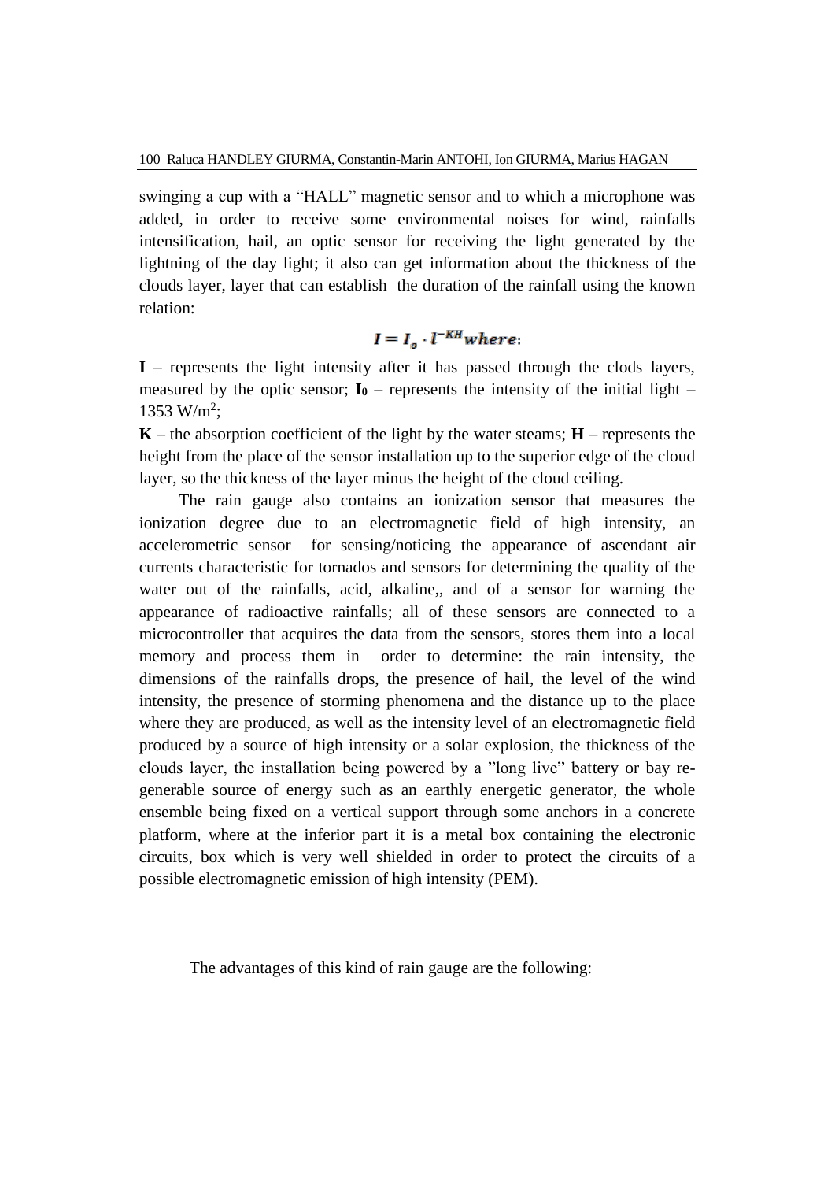swinging a cup with a "HALL" magnetic sensor and to which a microphone was added, in order to receive some environmental noises for wind, rainfalls intensification, hail, an optic sensor for receiving the light generated by the lightning of the day light; it also can get information about the thickness of the clouds layer, layer that can establish the duration of the rainfall using the known relation:

$$I = I_o \cdot l^{-KH} where:$$

**I** – represents the light intensity after it has passed through the clods layers, measured by the optic sensor; $\mathbf{I_0}$ – represents the intensity of the initial light – 1353 W/m$^2$;

**K** – the absorption coefficient of the light by the water steams; **H** – represents the height from the place of the sensor installation up to the superior edge of the cloud layer, so the thickness of the layer minus the height of the cloud ceiling.

The rain gauge also contains an ionization sensor that measures the ionization degree due to an electromagnetic field of high intensity, an accelerometric sensor for sensing/noticing the appearance of ascendant air currents characteristic for tornados and sensors for determining the quality of the water out of the rainfalls, acid, alkaline,, and of a sensor for warning the appearance of radioactive rainfalls; all of these sensors are connected to a microcontroller that acquires the data from the sensors, stores them into a local memory and process them in order to determine: the rain intensity, the dimensions of the rainfalls drops, the presence of hail, the level of the wind intensity, the presence of storming phenomena and the distance up to the place where they are produced, as well as the intensity level of an electromagnetic field produced by a source of high intensity or a solar explosion, the thickness of the clouds layer, the installation being powered by a "long live" battery or bay re-generable source of energy such as an earthly energetic generator, the whole ensemble being fixed on a vertical support through some anchors in a concrete platform, where at the inferior part it is a metal box containing the electronic circuits, box which is very well shielded in order to protect the circuits of a possible electromagnetic emission of high intensity (PEM).

The advantages of this kind of rain gauge are the following: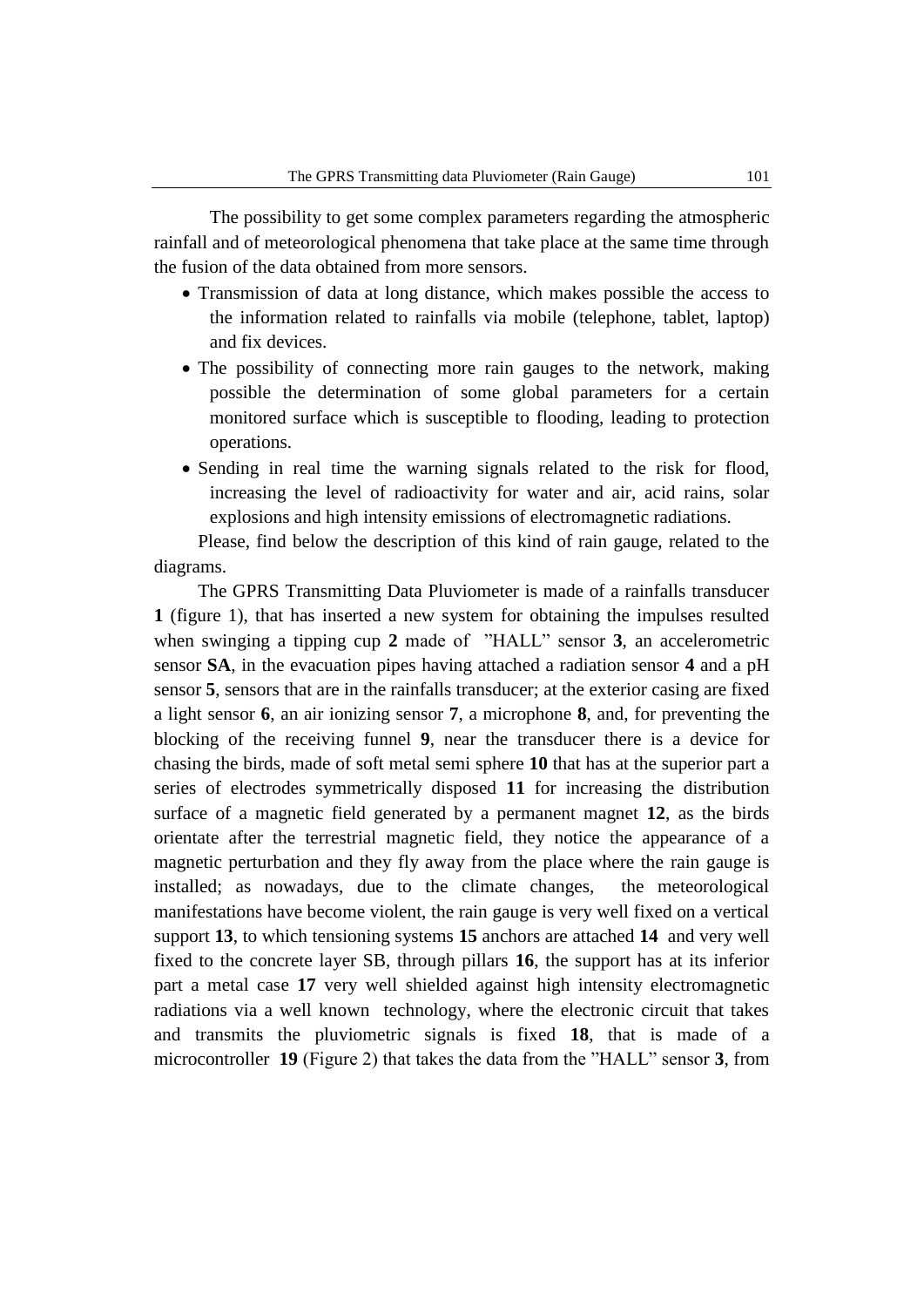The possibility to get some complex parameters regarding the atmospheric rainfall and of meteorological phenomena that take place at the same time through the fusion of the data obtained from more sensors.

- Transmission of data at long distance, which makes possible the access to the information related to rainfalls via mobile (telephone, tablet, laptop) and fix devices.
- The possibility of connecting more rain gauges to the network, making possible the determination of some global parameters for a certain monitored surface which is susceptible to flooding, leading to protection operations.
- Sending in real time the warning signals related to the risk for flood, increasing the level of radioactivity for water and air, acid rains, solar explosions and high intensity emissions of electromagnetic radiations.

Please, find below the description of this kind of rain gauge, related to the diagrams.

The GPRS Transmitting Data Pluviometer is made of a rainfalls transducer **1** (figure 1), that has inserted a new system for obtaining the impulses resulted when swinging a tipping cup **2** made of "HALL" sensor **3**, an accelerometric sensor **SA**, in the evacuation pipes having attached a radiation sensor **4** and a pH sensor **5**, sensors that are in the rainfalls transducer; at the exterior casing are fixed a light sensor **6**, an air ionizing sensor **7**, a microphone **8**, and, for preventing the blocking of the receiving funnel **9**, near the transducer there is a device for chasing the birds, made of soft metal semi sphere **10** that has at the superior part a series of electrodes symmetrically disposed **11** for increasing the distribution surface of a magnetic field generated by a permanent magnet **12**, as the birds orientate after the terrestrial magnetic field, they notice the appearance of a magnetic perturbation and they fly away from the place where the rain gauge is installed; as nowadays, due to the climate changes, the meteorological manifestations have become violent, the rain gauge is very well fixed on a vertical support **13**, to which tensioning systems **15** anchors are attached **14** and very well fixed to the concrete layer SB, through pillars **16**, the support has at its inferior part a metal case **17** very well shielded against high intensity electromagnetic radiations via a well known technology, where the electronic circuit that takes and transmits the pluviometric signals is fixed **18**, that is made of a microcontroller **19** (Figure 2) that takes the data from the "HALL" sensor **3**, from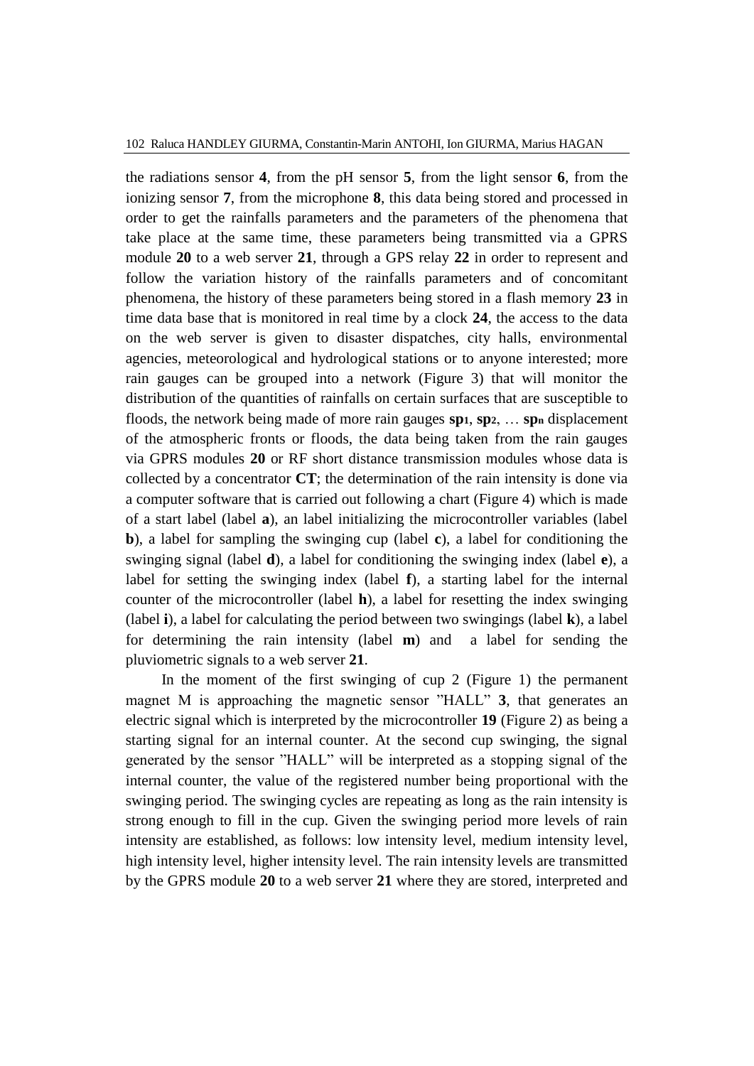the radiations sensor **4**, from the pH sensor **5**, from the light sensor **6**, from the ionizing sensor **7**, from the microphone **8**, this data being stored and processed in order to get the rainfalls parameters and the parameters of the phenomena that take place at the same time, these parameters being transmitted via a GPRS module **20** to a web server **21**, through a GPS relay **22** in order to represent and follow the variation history of the rainfalls parameters and of concomitant phenomena, the history of these parameters being stored in a flash memory **23** in time data base that is monitored in real time by a clock **24**, the access to the data on the web server is given to disaster dispatches, city halls, environmental agencies, meteorological and hydrological stations or to anyone interested; more rain gauges can be grouped into a network (Figure 3) that will monitor the distribution of the quantities of rainfalls on certain surfaces that are susceptible to floods, the network being made of more rain gauges $\mathbf{sp_1}$, $\mathbf{sp_2}$, … $\mathbf{sp_n}$ displacement of the atmospheric fronts or floods, the data being taken from the rain gauges via GPRS modules **20** or RF short distance transmission modules whose data is collected by a concentrator **CT**; the determination of the rain intensity is done via a computer software that is carried out following a chart (Figure 4) which is made of a start label (label **a**), an label initializing the microcontroller variables (label **b**), a label for sampling the swinging cup (label **c**), a label for conditioning the swinging signal (label **d**), a label for conditioning the swinging index (label **e**), a label for setting the swinging index (label **f**), a starting label for the internal counter of the microcontroller (label **h**), a label for resetting the index swinging (label **i**), a label for calculating the period between two swingings (label **k**), a label for determining the rain intensity (label **m**) and a label for sending the pluviometric signals to a web server **21**.

In the moment of the first swinging of cup 2 (Figure 1) the permanent magnet M is approaching the magnetic sensor "HALL" **3**, that generates an electric signal which is interpreted by the microcontroller **19** (Figure 2) as being a starting signal for an internal counter. At the second cup swinging, the signal generated by the sensor "HALL" will be interpreted as a stopping signal of the internal counter, the value of the registered number being proportional with the swinging period. The swinging cycles are repeating as long as the rain intensity is strong enough to fill in the cup. Given the swinging period more levels of rain intensity are established, as follows: low intensity level, medium intensity level, high intensity level, higher intensity level. The rain intensity levels are transmitted by the GPRS module **20** to a web server **21** where they are stored, interpreted and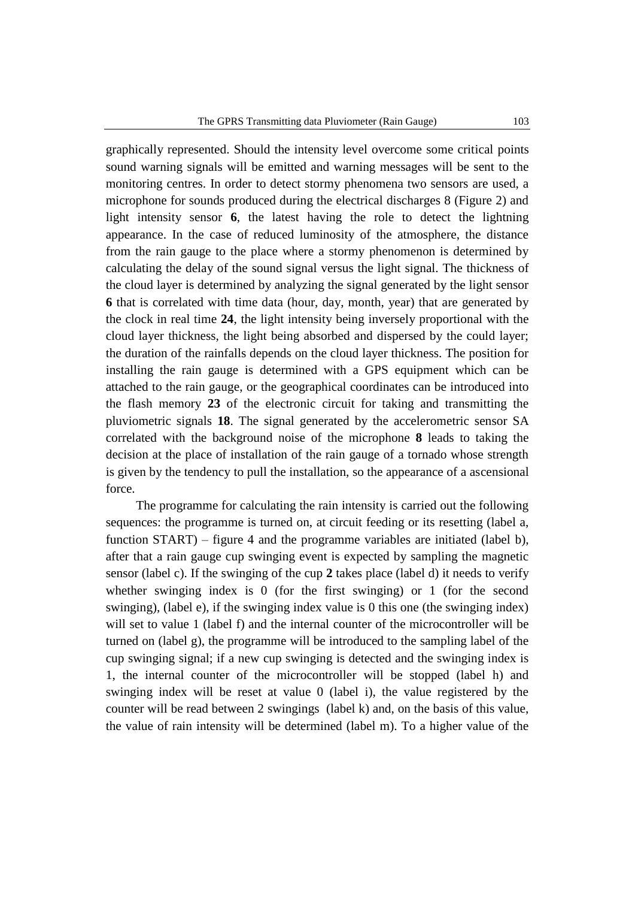graphically represented. Should the intensity level overcome some critical points sound warning signals will be emitted and warning messages will be sent to the monitoring centres. In order to detect stormy phenomena two sensors are used, a microphone for sounds produced during the electrical discharges 8 (Figure 2) and light intensity sensor **6**, the latest having the role to detect the lightning appearance. In the case of reduced luminosity of the atmosphere, the distance from the rain gauge to the place where a stormy phenomenon is determined by calculating the delay of the sound signal versus the light signal. The thickness of the cloud layer is determined by analyzing the signal generated by the light sensor **6** that is correlated with time data (hour, day, month, year) that are generated by the clock in real time **24**, the light intensity being inversely proportional with the cloud layer thickness, the light being absorbed and dispersed by the could layer; the duration of the rainfalls depends on the cloud layer thickness. The position for installing the rain gauge is determined with a GPS equipment which can be attached to the rain gauge, or the geographical coordinates can be introduced into the flash memory **23** of the electronic circuit for taking and transmitting the pluviometric signals **18**. The signal generated by the accelerometric sensor SA correlated with the background noise of the microphone **8** leads to taking the decision at the place of installation of the rain gauge of a tornado whose strength is given by the tendency to pull the installation, so the appearance of a ascensional force.

The programme for calculating the rain intensity is carried out the following sequences: the programme is turned on, at circuit feeding or its resetting (label a, function START) – figure 4 and the programme variables are initiated (label b), after that a rain gauge cup swinging event is expected by sampling the magnetic sensor (label c). If the swinging of the cup **2** takes place (label d) it needs to verify whether swinging index is 0 (for the first swinging) or 1 (for the second swinging), (label e), if the swinging index value is 0 this one (the swinging index) will set to value 1 (label f) and the internal counter of the microcontroller will be turned on (label g), the programme will be introduced to the sampling label of the cup swinging signal; if a new cup swinging is detected and the swinging index is 1, the internal counter of the microcontroller will be stopped (label h) and swinging index will be reset at value 0 (label i), the value registered by the counter will be read between 2 swingings (label k) and, on the basis of this value, the value of rain intensity will be determined (label m). To a higher value of the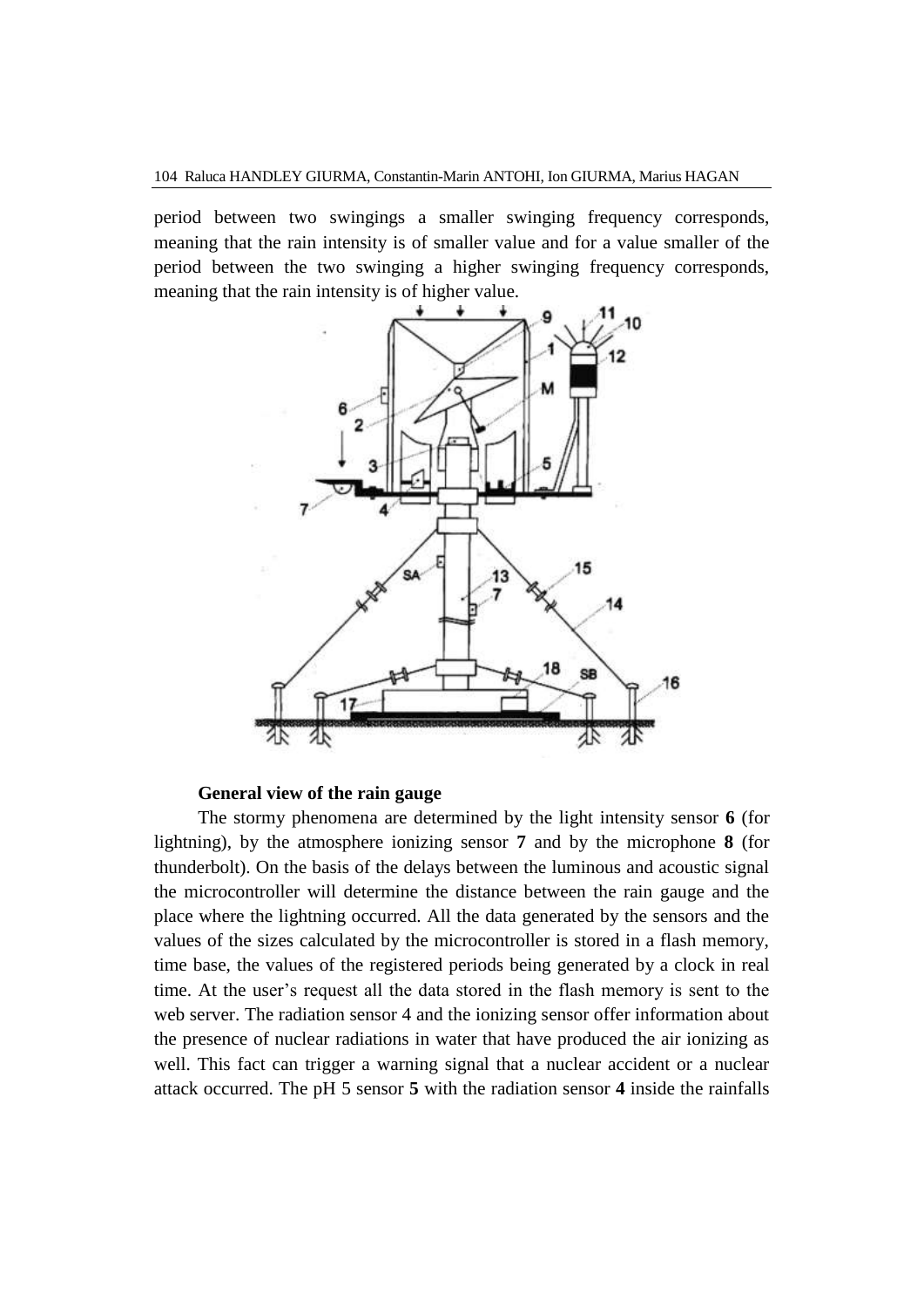period between two swingings a smaller swinging frequency corresponds, meaning that the rain intensity is of smaller value and for a value smaller of the period between the two swinging a higher swinging frequency corresponds, meaning that the rain intensity is of higher value.

**General view of the rain gauge**

The stormy phenomena are determined by the light intensity sensor **6** (for lightning), by the atmosphere ionizing sensor **7** and by the microphone **8** (for thunderbolt). On the basis of the delays between the luminous and acoustic signal the microcontroller will determine the distance between the rain gauge and the place where the lightning occurred. All the data generated by the sensors and the values of the sizes calculated by the microcontroller is stored in a flash memory, time base, the values of the registered periods being generated by a clock in real time. At the user's request all the data stored in the flash memory is sent to the web server. The radiation sensor 4 and the ionizing sensor offer information about the presence of nuclear radiations in water that have produced the air ionizing as well. This fact can trigger a warning signal that a nuclear accident or a nuclear attack occurred. The pH 5 sensor **5** with the radiation sensor **4** inside the rainfalls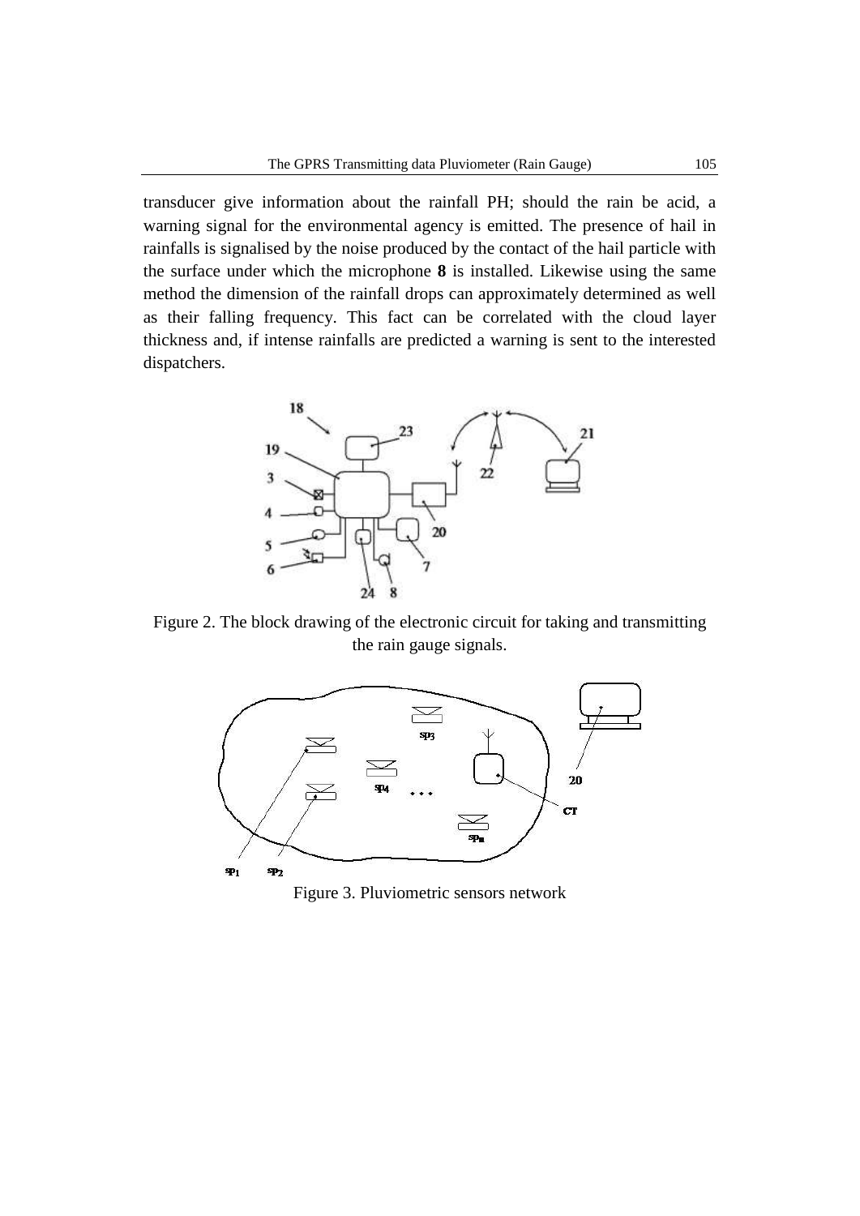transducer give information about the rainfall PH; should the rain be acid, a warning signal for the environmental agency is emitted. The presence of hail in rainfalls is signalised by the noise produced by the contact of the hail particle with the surface under which the microphone **8** is installed. Likewise using the same method the dimension of the rainfall drops can approximately determined as well as their falling frequency. This fact can be correlated with the cloud layer thickness and, if intense rainfalls are predicted a warning is sent to the interested dispatchers.

Figure 2. The block drawing of the electronic circuit for taking and transmitting the rain gauge signals.

Figure 3. Pluviometric sensors network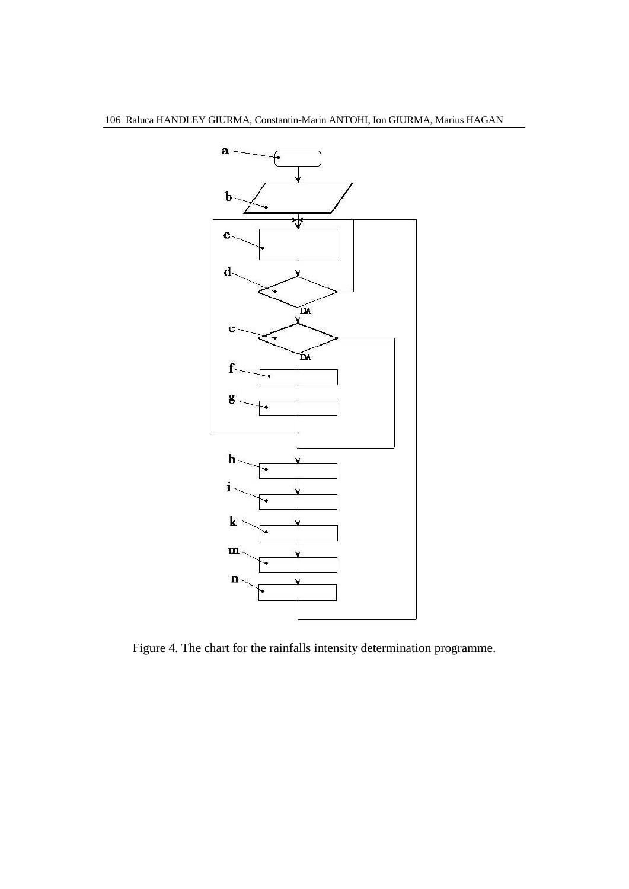Figure 4. The chart for the rainfalls intensity determination programme.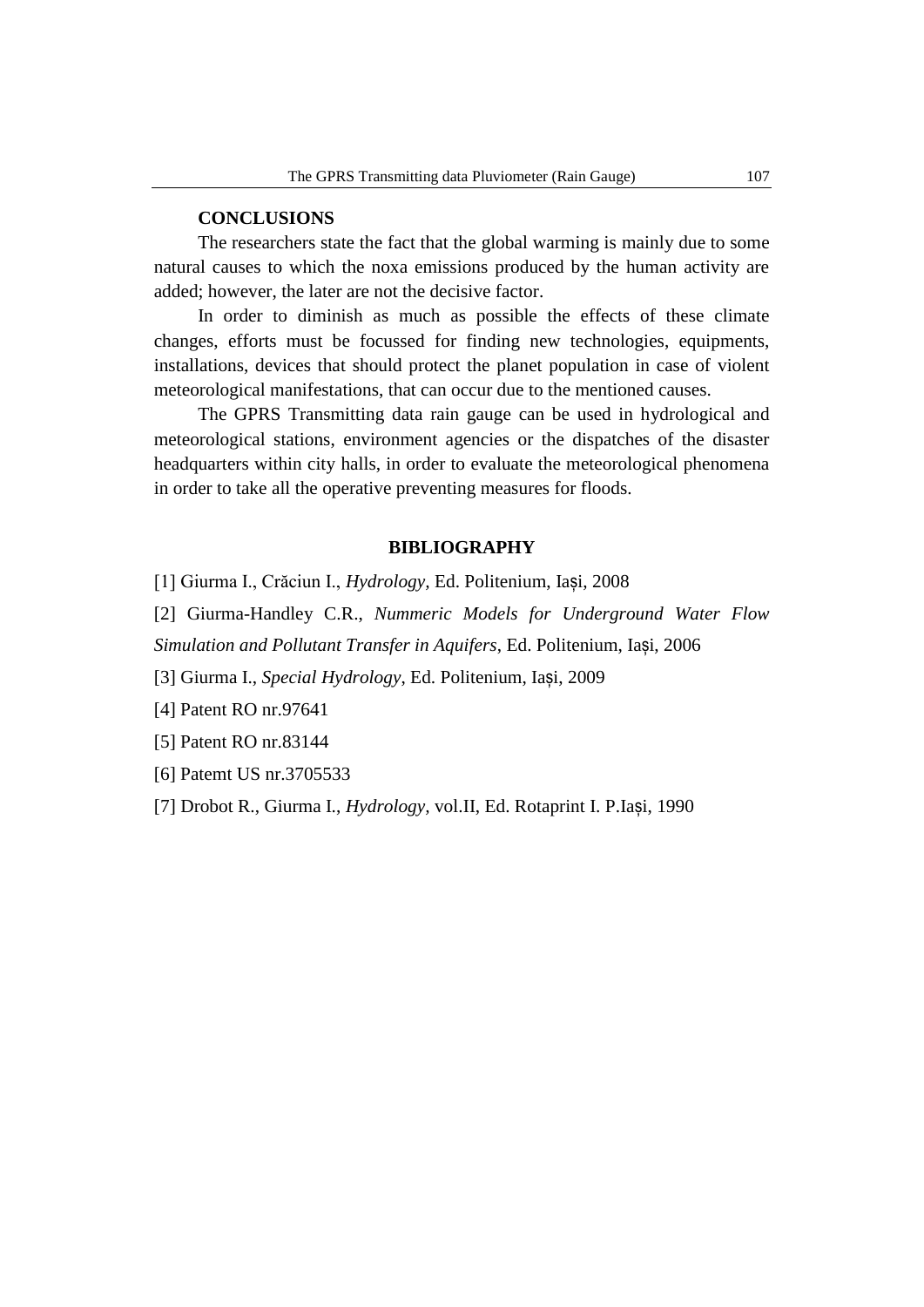## CONCLUSIONS

The researchers state the fact that the global warming is mainly due to some natural causes to which the noxa emissions produced by the human activity are added; however, the later are not the decisive factor.

In order to diminish as much as possible the effects of these climate changes, efforts must be focussed for finding new technologies, equipments, installations, devices that should protect the planet population in case of violent meteorological manifestations, that can occur due to the mentioned causes.

The GPRS Transmitting data rain gauge can be used in hydrological and meteorological stations, environment agencies or the dispatches of the disaster headquarters within city halls, in order to evaluate the meteorological phenomena in order to take all the operative preventing measures for floods.

## BIBLIOGRAPHY

[1] Giurma I., Crăciun I., *Hydrology*, Ed. Politenium, Iași, 2008

[2] Giurma-Handley C.R., *Nummeric Models for Underground Water Flow Simulation and Pollutant Transfer in Aquifers*, Ed. Politenium, Iași, 2006

[3] Giurma I., *Special Hydrology*, Ed. Politenium, Iași, 2009

[4] Patent RO nr.97641

[5] Patent RO nr.83144

[6] Patemt US nr.3705533

[7] Drobot R., Giurma I., *Hydrology*, vol.II, Ed. Rotaprint I. P.Iași, 1990